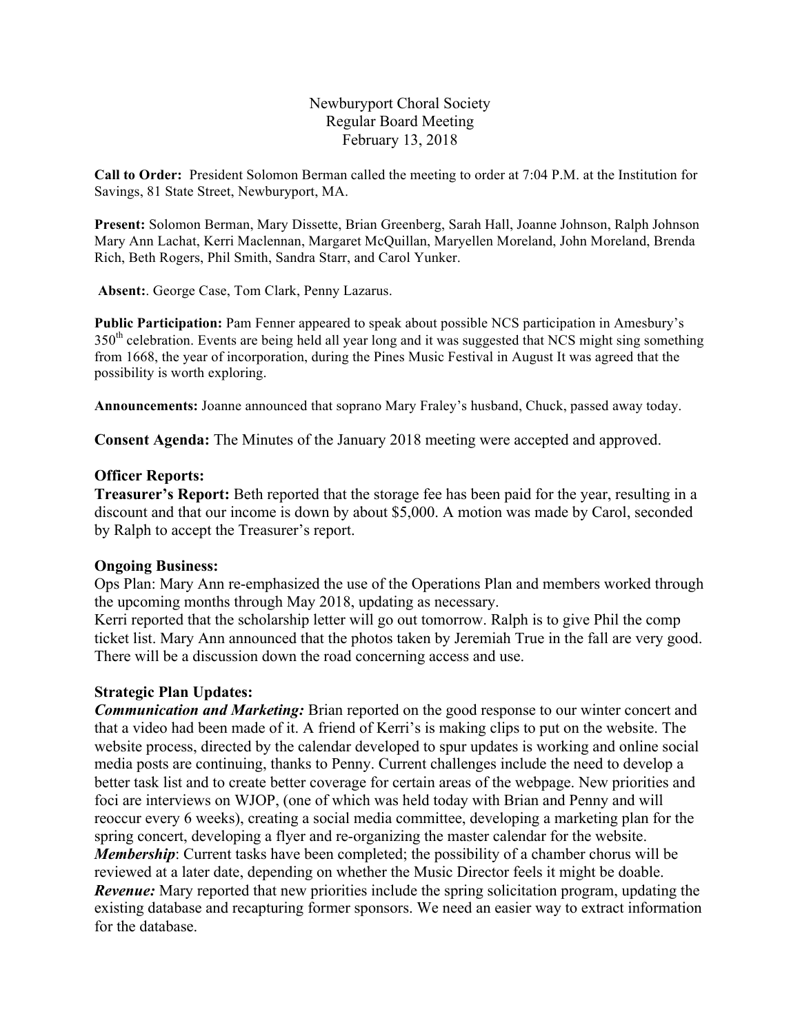# Newburyport Choral Society
## Regular Board Meeting
## February 13, 2018

**Call to Order:** President Solomon Berman called the meeting to order at 7:04 P.M. at the Institution for Savings, 81 State Street, Newburyport, MA.

**Present:** Solomon Berman, Mary Dissette, Brian Greenberg, Sarah Hall, Joanne Johnson, Ralph Johnson Mary Ann Lachat, Kerri Maclennan, Margaret McQuillan, Maryellen Moreland, John Moreland, Brenda Rich, Beth Rogers, Phil Smith, Sandra Starr, and Carol Yunker.

**Absent:**. George Case, Tom Clark, Penny Lazarus.

**Public Participation:** Pam Fenner appeared to speak about possible NCS participation in Amesbury's 350th celebration. Events are being held all year long and it was suggested that NCS might sing something from 1668, the year of incorporation, during the Pines Music Festival in August It was agreed that the possibility is worth exploring.

**Announcements:** Joanne announced that soprano Mary Fraley's husband, Chuck, passed away today.

**Consent Agenda:** The Minutes of the January 2018 meeting were accepted and approved.

**Officer Reports:**

**Treasurer's Report:** Beth reported that the storage fee has been paid for the year, resulting in a discount and that our income is down by about $5,000. A motion was made by Carol, seconded by Ralph to accept the Treasurer's report.

**Ongoing Business:**

Ops Plan: Mary Ann re-emphasized the use of the Operations Plan and members worked through the upcoming months through May 2018, updating as necessary.

Kerri reported that the scholarship letter will go out tomorrow. Ralph is to give Phil the comp ticket list. Mary Ann announced that the photos taken by Jeremiah True in the fall are very good. There will be a discussion down the road concerning access and use.

**Strategic Plan Updates:**

***Communication and Marketing:*** Brian reported on the good response to our winter concert and that a video had been made of it. A friend of Kerri's is making clips to put on the website. The website process, directed by the calendar developed to spur updates is working and online social media posts are continuing, thanks to Penny. Current challenges include the need to develop a better task list and to create better coverage for certain areas of the webpage. New priorities and foci are interviews on WJOP, (one of which was held today with Brian and Penny and will reoccur every 6 weeks), creating a social media committee, developing a marketing plan for the spring concert, developing a flyer and re-organizing the master calendar for the website.

***Membership***: Current tasks have been completed; the possibility of a chamber chorus will be reviewed at a later date, depending on whether the Music Director feels it might be doable.

***Revenue:*** Mary reported that new priorities include the spring solicitation program, updating the existing database and recapturing former sponsors. We need an easier way to extract information for the database.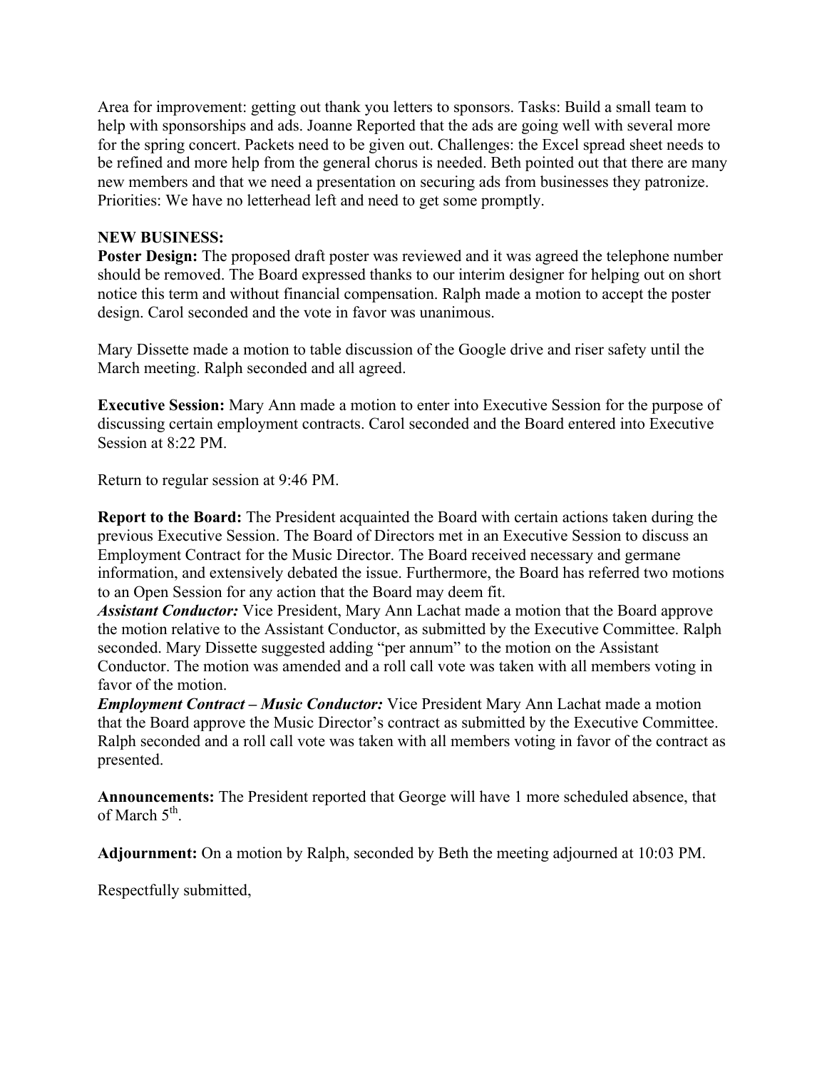Area for improvement: getting out thank you letters to sponsors. Tasks: Build a small team to help with sponsorships and ads. Joanne Reported that the ads are going well with several more for the spring concert. Packets need to be given out. Challenges: the Excel spread sheet needs to be refined and more help from the general chorus is needed. Beth pointed out that there are many new members and that we need a presentation on securing ads from businesses they patronize. Priorities: We have no letterhead left and need to get some promptly.

**NEW BUSINESS:**

**Poster Design:** The proposed draft poster was reviewed and it was agreed the telephone number should be removed. The Board expressed thanks to our interim designer for helping out on short notice this term and without financial compensation. Ralph made a motion to accept the poster design. Carol seconded and the vote in favor was unanimous.

Mary Dissette made a motion to table discussion of the Google drive and riser safety until the March meeting. Ralph seconded and all agreed.

**Executive Session:** Mary Ann made a motion to enter into Executive Session for the purpose of discussing certain employment contracts. Carol seconded and the Board entered into Executive Session at 8:22 PM.

Return to regular session at 9:46 PM.

**Report to the Board:** The President acquainted the Board with certain actions taken during the previous Executive Session. The Board of Directors met in an Executive Session to discuss an Employment Contract for the Music Director. The Board received necessary and germane information, and extensively debated the issue. Furthermore, the Board has referred two motions to an Open Session for any action that the Board may deem fit.

***Assistant Conductor:*** Vice President, Mary Ann Lachat made a motion that the Board approve the motion relative to the Assistant Conductor, as submitted by the Executive Committee. Ralph seconded. Mary Dissette suggested adding "per annum" to the motion on the Assistant Conductor. The motion was amended and a roll call vote was taken with all members voting in favor of the motion.

***Employment Contract – Music Conductor:*** Vice President Mary Ann Lachat made a motion that the Board approve the Music Director's contract as submitted by the Executive Committee. Ralph seconded and a roll call vote was taken with all members voting in favor of the contract as presented.

**Announcements:** The President reported that George will have 1 more scheduled absence, that of March 5th.

**Adjournment:** On a motion by Ralph, seconded by Beth the meeting adjourned at 10:03 PM.

Respectfully submitted,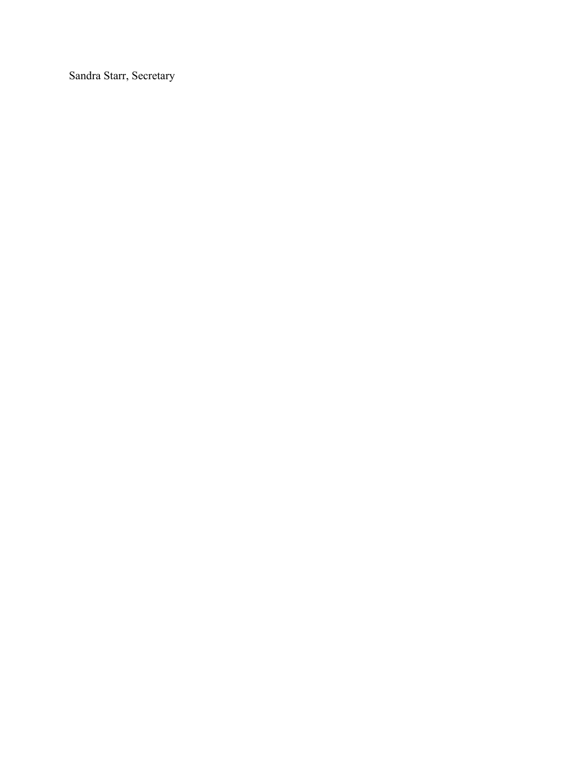Sandra Starr, Secretary